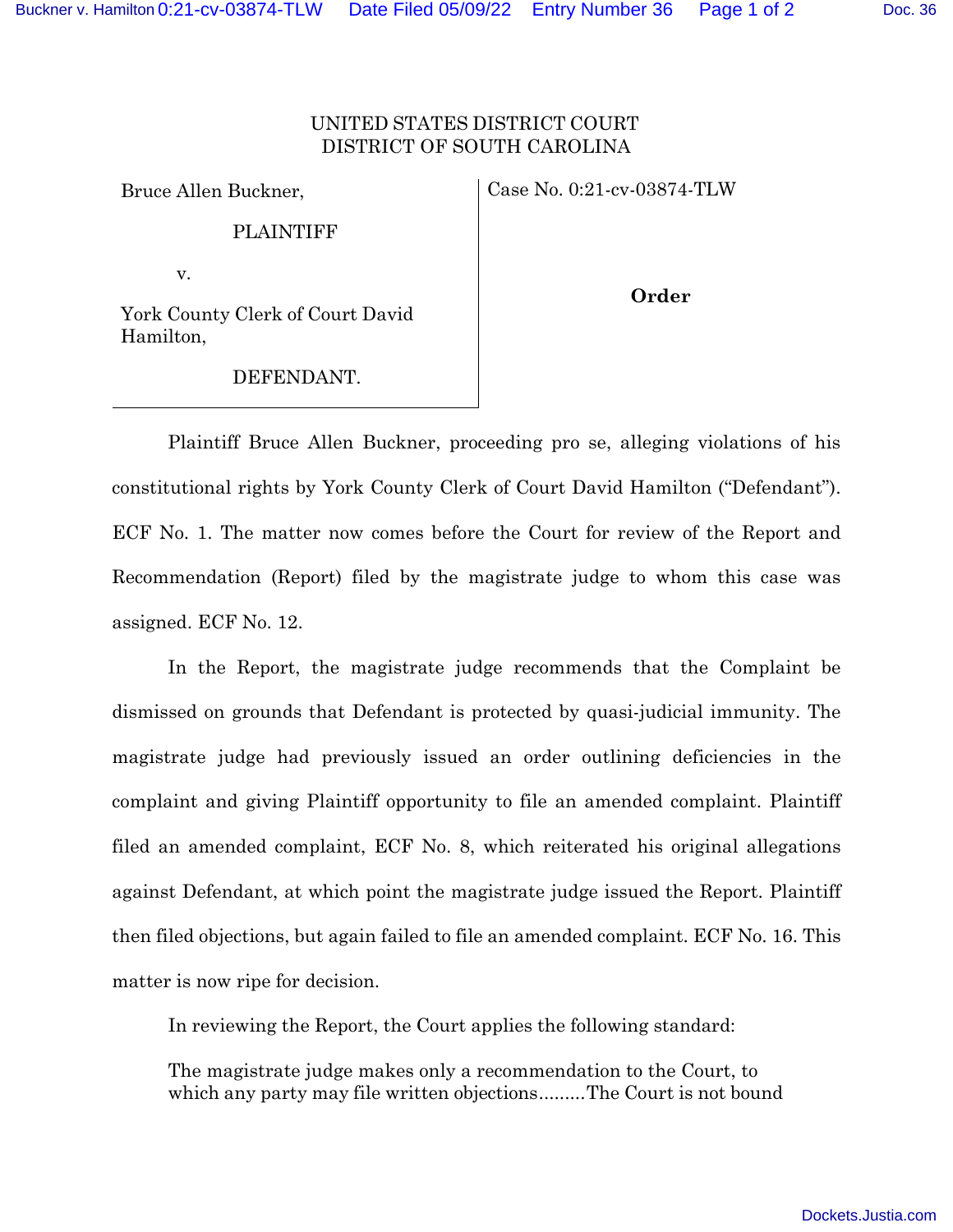UNITED STATES DISTRICT COURT
DISTRICT OF SOUTH CAROLINA

| | |
|---|---|
| Bruce Allen Buckner,<br><br>PLAINTIFF<br><br>v.<br><br>York County Clerk of Court David Hamilton,<br><br>DEFENDANT. | Case No. 0:21-cv-03874-TLW<br><br>**Order** |

Plaintiff Bruce Allen Buckner, proceeding pro se, alleging violations of his constitutional rights by York County Clerk of Court David Hamilton ("Defendant"). ECF No. 1. The matter now comes before the Court for review of the Report and Recommendation (Report) filed by the magistrate judge to whom this case was assigned. ECF No. 12.

In the Report, the magistrate judge recommends that the Complaint be dismissed on grounds that Defendant is protected by quasi-judicial immunity. The magistrate judge had previously issued an order outlining deficiencies in the complaint and giving Plaintiff opportunity to file an amended complaint. Plaintiff filed an amended complaint, ECF No. 8, which reiterated his original allegations against Defendant, at which point the magistrate judge issued the Report. Plaintiff then filed objections, but again failed to file an amended complaint. ECF No. 16. This matter is now ripe for decision.

In reviewing the Report, the Court applies the following standard:

> The magistrate judge makes only a recommendation to the Court, to which any party may file written objections.........The Court is not bound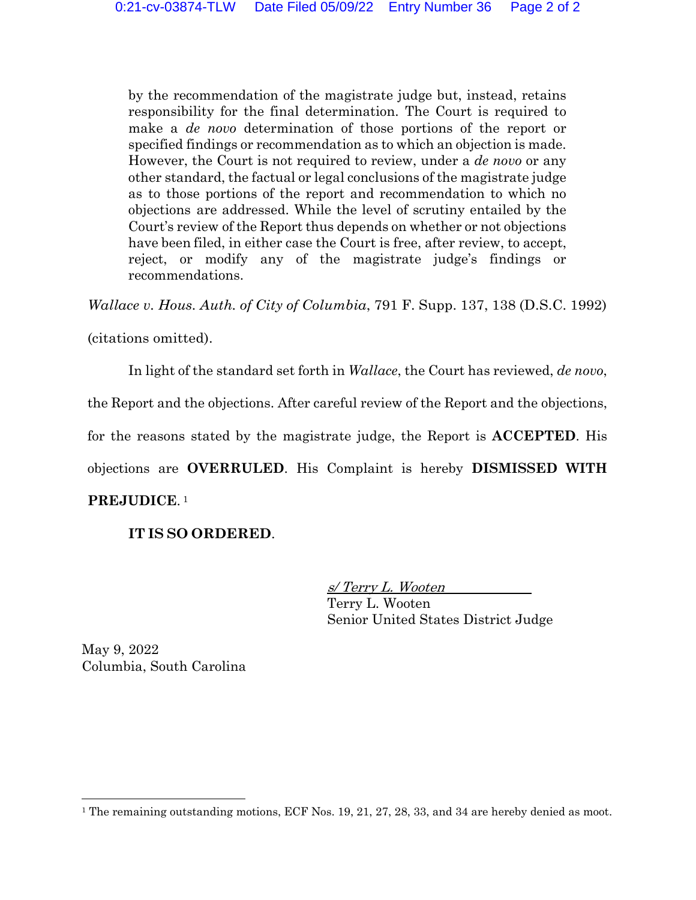> by the recommendation of the magistrate judge but, instead, retains responsibility for the final determination. The Court is required to make a *de novo* determination of those portions of the report or specified findings or recommendation as to which an objection is made. However, the Court is not required to review, under a *de novo* or any other standard, the factual or legal conclusions of the magistrate judge as to those portions of the report and recommendation to which no objections are addressed. While the level of scrutiny entailed by the Court's review of the Report thus depends on whether or not objections have been filed, in either case the Court is free, after review, to accept, reject, or modify any of the magistrate judge's findings or recommendations.

*Wallace v. Hous. Auth. of City of Columbia*, 791 F. Supp. 137, 138 (D.S.C. 1992) (citations omitted).

In light of the standard set forth in *Wallace*, the Court has reviewed, *de novo*, the Report and the objections. After careful review of the Report and the objections, for the reasons stated by the magistrate judge, the Report is **ACCEPTED**. His objections are **OVERRULED**. His Complaint is hereby **DISMISSED WITH PREJUDICE**.[1]

**IT IS SO ORDERED**.

*s/ Terry L. Wooten*
Terry L. Wooten
Senior United States District Judge

May 9, 2022
Columbia, South Carolina

[1] The remaining outstanding motions, ECF Nos. 19, 21, 27, 28, 33, and 34 are hereby denied as moot.